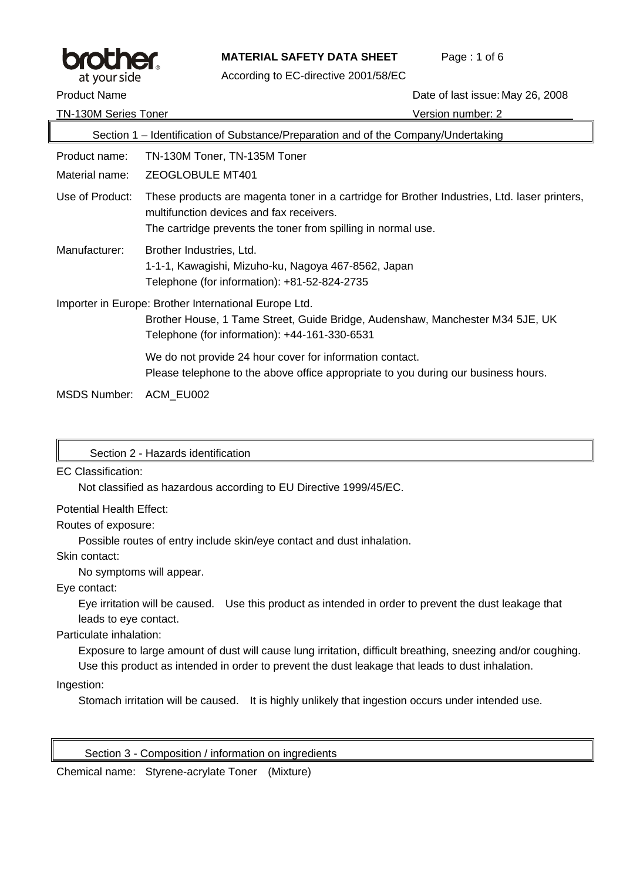**MATERIAL SAFETY DATA SHEET**

According to EC-directive 2001/58/EC

Product Name: TN-130M Series Toner

Date of last issue: May 26, 2008

Version number: 2

## Section 1 – Identification of Substance/Preparation and of the Company/Undertaking

Product name: TN-130M Toner, TN-135M Toner

Material name: ZEOGLOBULE MT401

Use of Product: These products are magenta toner in a cartridge for Brother Industries, Ltd. laser printers, multifunction devices and fax receivers.
The cartridge prevents the toner from spilling in normal use.

Manufacturer: Brother Industries, Ltd.
1-1-1, Kawagishi, Mizuho-ku, Nagoya 467-8562, Japan
Telephone (for information): +81-52-824-2735

Importer in Europe: Brother International Europe Ltd.
Brother House, 1 Tame Street, Guide Bridge, Audenshaw, Manchester M34 5JE, UK
Telephone (for information): +44-161-330-6531

We do not provide 24 hour cover for information contact.
Please telephone to the above office appropriate to you during our business hours.

MSDS Number: ACM_EU002

## Section 2 - Hazards identification

EC Classification:

Not classified as hazardous according to EU Directive 1999/45/EC.

Potential Health Effect:

Routes of exposure:

Possible routes of entry include skin/eye contact and dust inhalation.

Skin contact:

No symptoms will appear.

Eye contact:

Eye irritation will be caused. Use this product as intended in order to prevent the dust leakage that leads to eye contact.

Particulate inhalation:

Exposure to large amount of dust will cause lung irritation, difficult breathing, sneezing and/or coughing. Use this product as intended in order to prevent the dust leakage that leads to dust inhalation.

Ingestion:

Stomach irritation will be caused. It is highly unlikely that ingestion occurs under intended use.

## Section 3 - Composition / information on ingredients

Chemical name: Styrene-acrylate Toner (Mixture)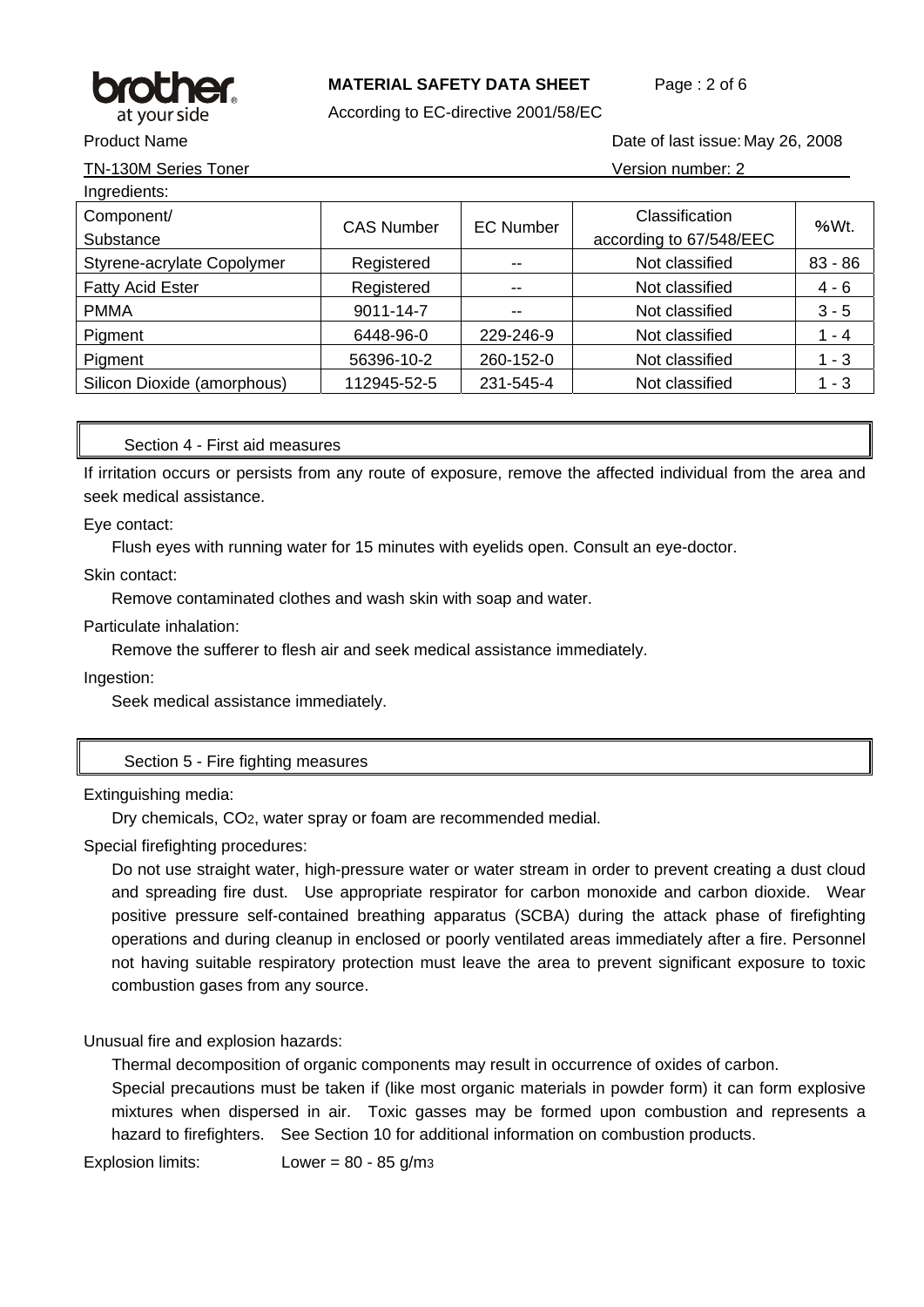Product Name: TN-130M Series Toner

Date of last issue: May 26, 2008

Version number: 2

Ingredients:

| Component/ Substance | CAS Number | EC Number | Classification according to 67/548/EEC | %Wt. |
|---|---|---|---|---|
| Styrene-acrylate Copolymer | Registered | -- | Not classified | 83 - 86 |
| Fatty Acid Ester | Registered | -- | Not classified | 4 - 6 |
| PMMA | 9011-14-7 | -- | Not classified | 3 - 5 |
| Pigment | 6448-96-0 | 229-246-9 | Not classified | 1 - 4 |
| Pigment | 56396-10-2 | 260-152-0 | Not classified | 1 - 3 |
| Silicon Dioxide (amorphous) | 112945-52-5 | 231-545-4 | Not classified | 1 - 3 |

## Section 4 - First aid measures

If irritation occurs or persists from any route of exposure, remove the affected individual from the area and seek medical assistance.

Eye contact:

Flush eyes with running water for 15 minutes with eyelids open. Consult an eye-doctor.

Skin contact:

Remove contaminated clothes and wash skin with soap and water.

Particulate inhalation:

Remove the sufferer to flesh air and seek medical assistance immediately.

Ingestion:

Seek medical assistance immediately.

## Section 5 - Fire fighting measures

Extinguishing media:

Dry chemicals, $CO_2$, water spray or foam are recommended medial.

Special firefighting procedures:

Do not use straight water, high-pressure water or water stream in order to prevent creating a dust cloud and spreading fire dust. Use appropriate respirator for carbon monoxide and carbon dioxide. Wear positive pressure self-contained breathing apparatus (SCBA) during the attack phase of firefighting operations and during cleanup in enclosed or poorly ventilated areas immediately after a fire. Personnel not having suitable respiratory protection must leave the area to prevent significant exposure to toxic combustion gases from any source.

Unusual fire and explosion hazards:

Thermal decomposition of organic components may result in occurrence of oxides of carbon.

Special precautions must be taken if (like most organic materials in powder form) it can form explosive mixtures when dispersed in air. Toxic gasses may be formed upon combustion and represents a hazard to firefighters. See Section 10 for additional information on combustion products.

Explosion limits: Lower = 80 - 85 g/$m^3$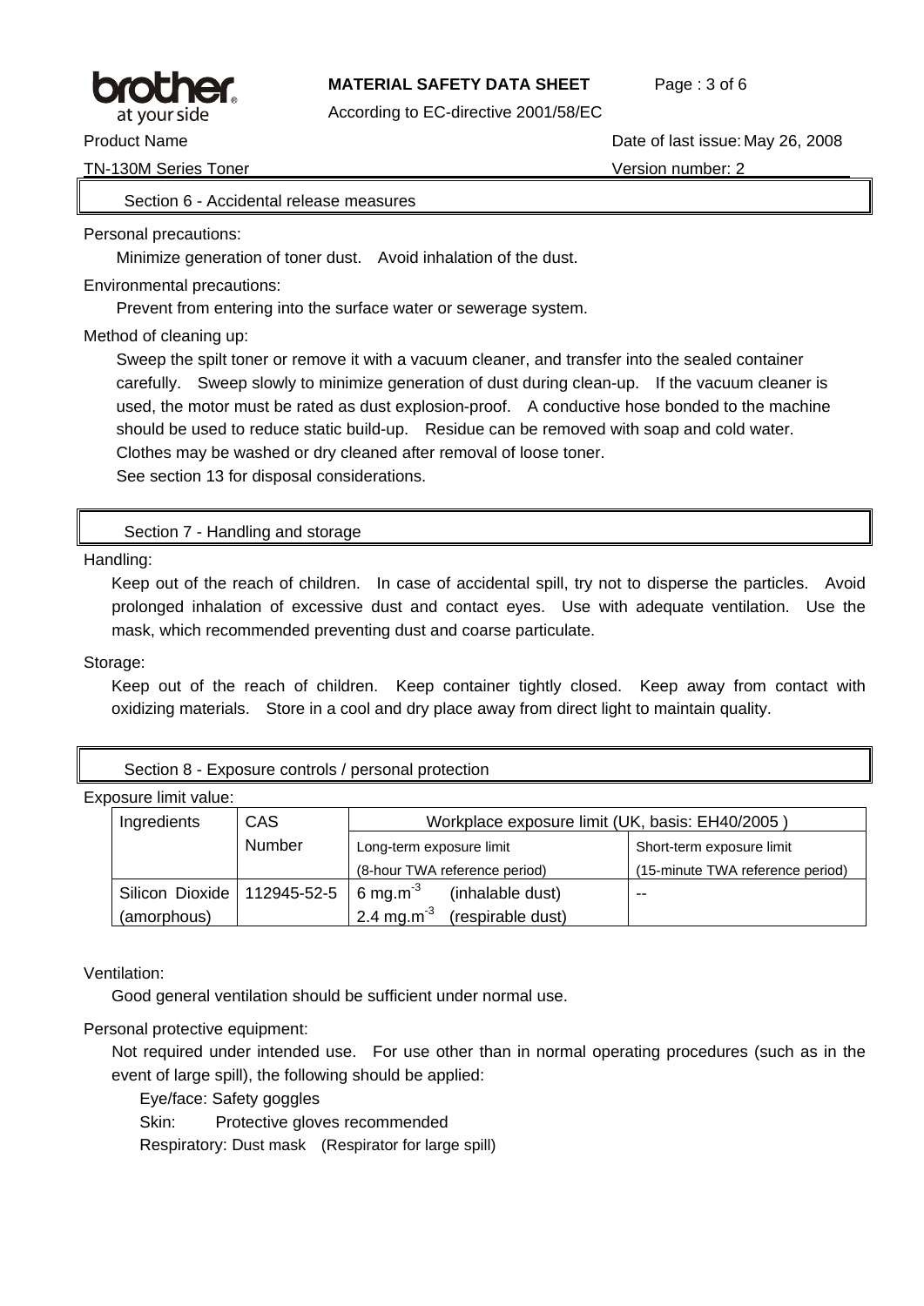## Section 6 - Accidental release measures

Personal precautions:

Minimize generation of toner dust. Avoid inhalation of the dust.

Environmental precautions:

Prevent from entering into the surface water or sewerage system.

Method of cleaning up:

Sweep the spilt toner or remove it with a vacuum cleaner, and transfer into the sealed container carefully. Sweep slowly to minimize generation of dust during clean-up. If the vacuum cleaner is used, the motor must be rated as dust explosion-proof. A conductive hose bonded to the machine should be used to reduce static build-up. Residue can be removed with soap and cold water. Clothes may be washed or dry cleaned after removal of loose toner.

See section 13 for disposal considerations.

## Section 7 - Handling and storage

Handling:

Keep out of the reach of children. In case of accidental spill, try not to disperse the particles. Avoid prolonged inhalation of excessive dust and contact eyes. Use with adequate ventilation. Use the mask, which recommended preventing dust and coarse particulate.

Storage:

Keep out of the reach of children. Keep container tightly closed. Keep away from contact with oxidizing materials. Store in a cool and dry place away from direct light to maintain quality.

## Section 8 - Exposure controls / personal protection

Exposure limit value:

| Ingredients | CAS Number | Workplace exposure limit (UK, basis: EH40/2005 ) | |
|---|---|---|---|
| | | Long-term exposure limit (8-hour TWA reference period) | Short-term exposure limit (15-minute TWA reference period) |
| Silicon Dioxide (amorphous) | 112945-52-5 | 6 $mg.m^{-3}$ (inhalable dust)<br>2.4 $mg.m^{-3}$ (respirable dust) | -- |

Ventilation:

Good general ventilation should be sufficient under normal use.

Personal protective equipment:

Not required under intended use. For use other than in normal operating procedures (such as in the event of large spill), the following should be applied:

Eye/face: Safety goggles

Skin: Protective gloves recommended

Respiratory: Dust mask (Respirator for large spill)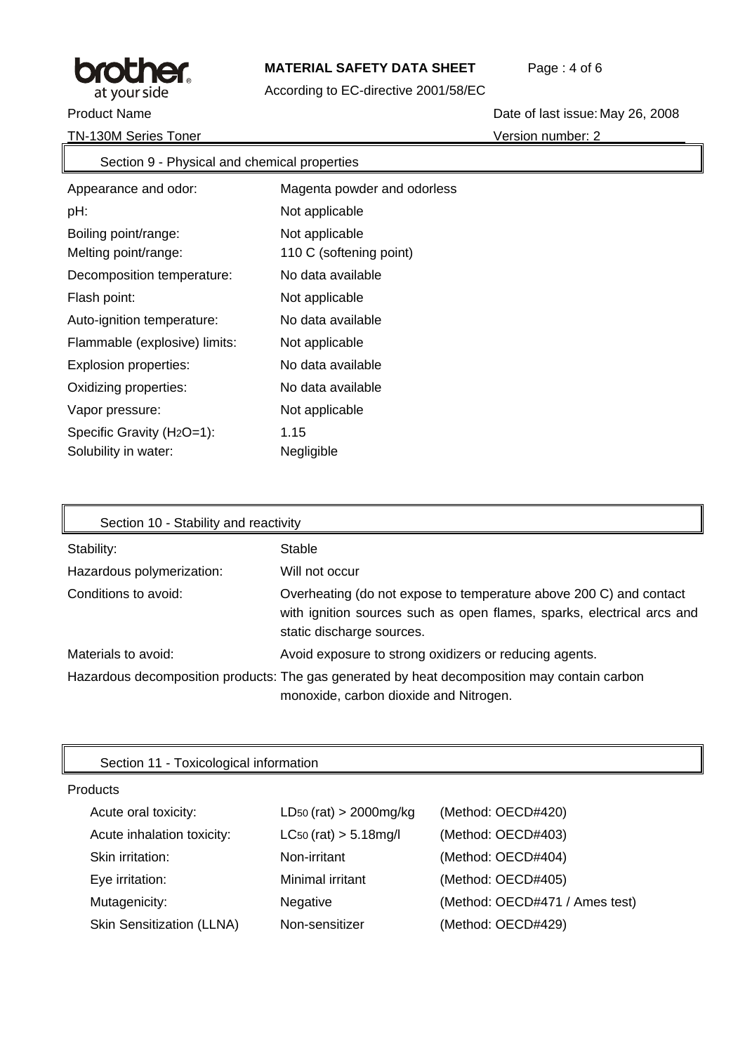Product Name: TN-130M Series Toner

Date of last issue: May 26, 2008
Version number: 2

## Section 9 - Physical and chemical properties

| | |
|---|---|
| Appearance and odor: | Magenta powder and odorless |
| pH: | Not applicable |
| Boiling point/range: | Not applicable |
| Melting point/range: | 110 C (softening point) |
| Decomposition temperature: | No data available |
| Flash point: | Not applicable |
| Auto-ignition temperature: | No data available |
| Flammable (explosive) limits: | Not applicable |
| Explosion properties: | No data available |
| Oxidizing properties: | No data available |
| Vapor pressure: | Not applicable |
| Specific Gravity ($H_2O$=1): | 1.15 |
| Solubility in water: | Negligible |

## Section 10 - Stability and reactivity

| | |
|---|---|
| Stability: | Stable |
| Hazardous polymerization: | Will not occur |
| Conditions to avoid: | Overheating (do not expose to temperature above 200 C) and contact with ignition sources such as open flames, sparks, electrical arcs and static discharge sources. |
| Materials to avoid: | Avoid exposure to strong oxidizers or reducing agents. |
| Hazardous decomposition products: | The gas generated by heat decomposition may contain carbon monoxide, carbon dioxide and Nitrogen. |

## Section 11 - Toxicological information

Products

| | | |
|---|---|---|
| Acute oral toxicity: | $LD_{50}$ (rat) > 2000mg/kg | (Method: OECD#420) |
| Acute inhalation toxicity: | $LC_{50}$ (rat) > 5.18mg/l | (Method: OECD#403) |
| Skin irritation: | Non-irritant | (Method: OECD#404) |
| Eye irritation: | Minimal irritant | (Method: OECD#405) |
| Mutagenicity: | Negative | (Method: OECD#471 / Ames test) |
| Skin Sensitization (LLNA) | Non-sensitizer | (Method: OECD#429) |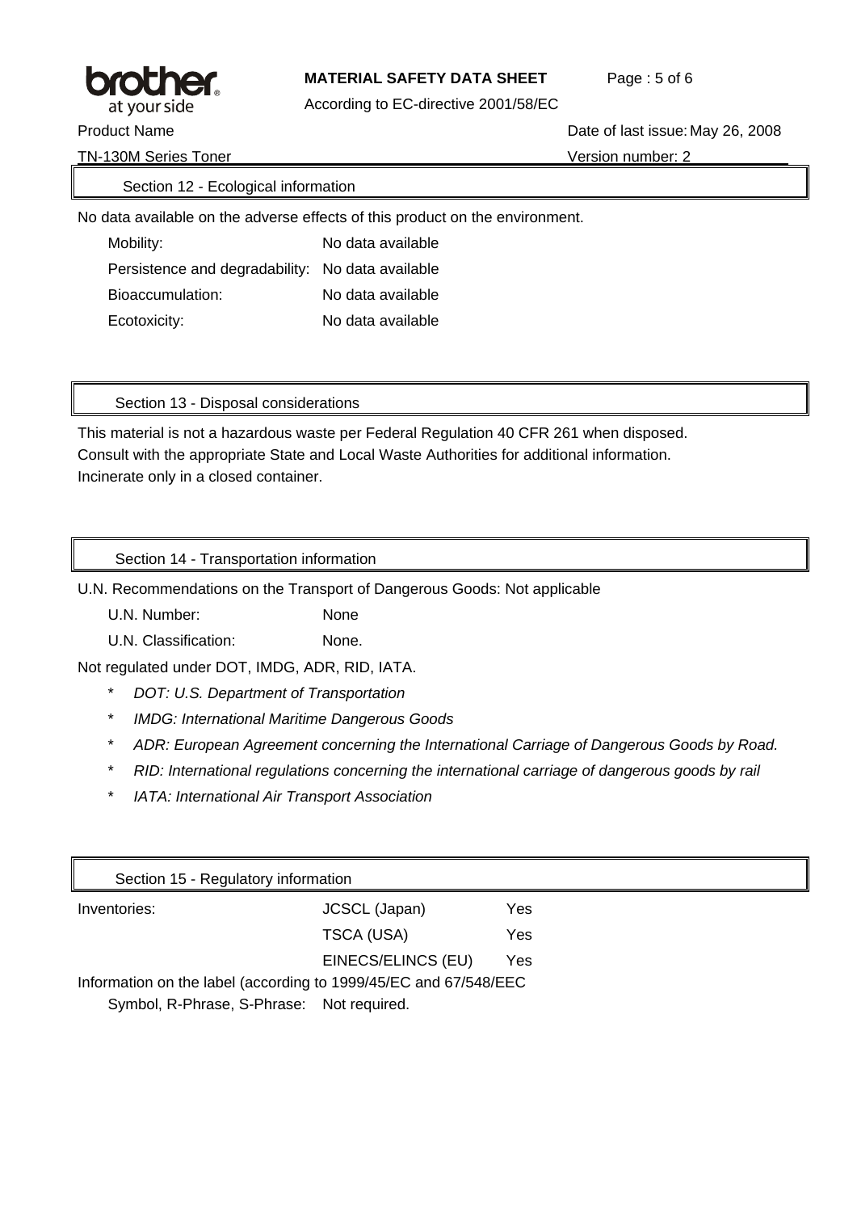## Section 12 - Ecological information

No data available on the adverse effects of this product on the environment.

| | |
|---|---|
| Mobility: | No data available |
| Persistence and degradability: | No data available |
| Bioaccumulation: | No data available |
| Ecotoxicity: | No data available |

## Section 13 - Disposal considerations

This material is not a hazardous waste per Federal Regulation 40 CFR 261 when disposed.
Consult with the appropriate State and Local Waste Authorities for additional information.
Incinerate only in a closed container.

## Section 14 - Transportation information

U.N. Recommendations on the Transport of Dangerous Goods: Not applicable

| | |
|---|---|
| U.N. Number: | None |
| U.N. Classification: | None. |

Not regulated under DOT, IMDG, ADR, RID, IATA.

- *DOT: U.S. Department of Transportation*
- *IMDG: International Maritime Dangerous Goods*
- *ADR: European Agreement concerning the International Carriage of Dangerous Goods by Road.*
- *RID: International regulations concerning the international carriage of dangerous goods by rail*
- *IATA: International Air Transport Association*

## Section 15 - Regulatory information

| | | |
|---|---|---|
| Inventories: | JCSCL (Japan) | Yes |
| | TSCA (USA) | Yes |
| | EINECS/ELINCS (EU) | Yes |

Information on the label (according to 1999/45/EC and 67/548/EEC

Symbol, R-Phrase, S-Phrase: Not required.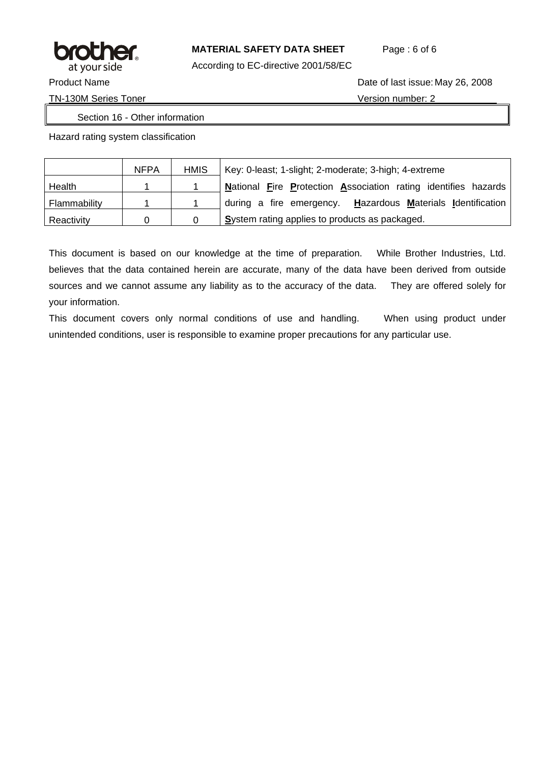## Section 16 - Other information

Hazard rating system classification

| | NFPA | HMIS | Key: 0-least; 1-slight; 2-moderate; 3-high; 4-extreme |
|---|---|---|---|
| Health | 1 | 1 | **N**ational **F**ire **P**rotection **A**ssociation rating identifies hazards |
| Flammability | 1 | 1 | during a fire emergency. **H**azardous **M**aterials **I**dentification |
| Reactivity | 0 | 0 | **S**ystem rating applies to products as packaged. |

This document is based on our knowledge at the time of preparation. While Brother Industries, Ltd. believes that the data contained herein are accurate, many of the data have been derived from outside sources and we cannot assume any liability as to the accuracy of the data. They are offered solely for your information.

This document covers only normal conditions of use and handling. When using product under unintended conditions, user is responsible to examine proper precautions for any particular use.